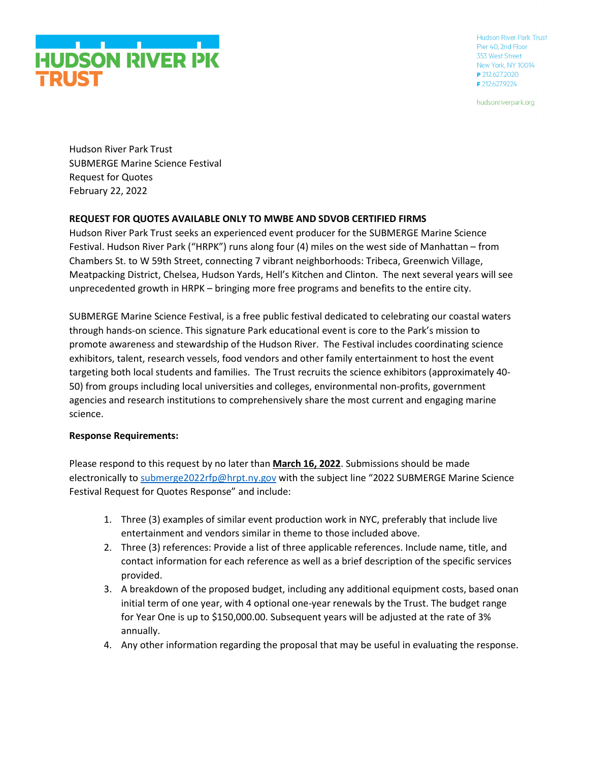HUDSON RIVER PK TRUST

Hudson River Park Trust
Pier 40, 2nd Floor
353 West Street
New York, NY 10014
P 212.627.2020
F 212.627.9224

hudsonriverpark.org

Hudson River Park Trust
SUBMERGE Marine Science Festival
Request for Quotes
February 22, 2022

**REQUEST FOR QUOTES AVAILABLE ONLY TO MWBE AND SDVOB CERTIFIED FIRMS**

Hudson River Park Trust seeks an experienced event producer for the SUBMERGE Marine Science Festival. Hudson River Park ("HRPK") runs along four (4) miles on the west side of Manhattan – from Chambers St. to W 59th Street, connecting 7 vibrant neighborhoods: Tribeca, Greenwich Village, Meatpacking District, Chelsea, Hudson Yards, Hell's Kitchen and Clinton. The next several years will see unprecedented growth in HRPK – bringing more free programs and benefits to the entire city.

SUBMERGE Marine Science Festival, is a free public festival dedicated to celebrating our coastal waters through hands-on science. This signature Park educational event is core to the Park's mission to promote awareness and stewardship of the Hudson River. The Festival includes coordinating science exhibitors, talent, research vessels, food vendors and other family entertainment to host the event targeting both local students and families. The Trust recruits the science exhibitors (approximately 40-50) from groups including local universities and colleges, environmental non-profits, government agencies and research institutions to comprehensively share the most current and engaging marine science.

**Response Requirements:**

Please respond to this request by no later than **March 16, 2022**. Submissions should be made electronically to submerge2022rfp@hrpt.ny.gov with the subject line "2022 SUBMERGE Marine Science Festival Request for Quotes Response" and include:

1. Three (3) examples of similar event production work in NYC, preferably that include live entertainment and vendors similar in theme to those included above.
2. Three (3) references: Provide a list of three applicable references. Include name, title, and contact information for each reference as well as a brief description of the specific services provided.
3. A breakdown of the proposed budget, including any additional equipment costs, based onan initial term of one year, with 4 optional one-year renewals by the Trust. The budget range for Year One is up to $150,000.00. Subsequent years will be adjusted at the rate of 3% annually.
4. Any other information regarding the proposal that may be useful in evaluating the response.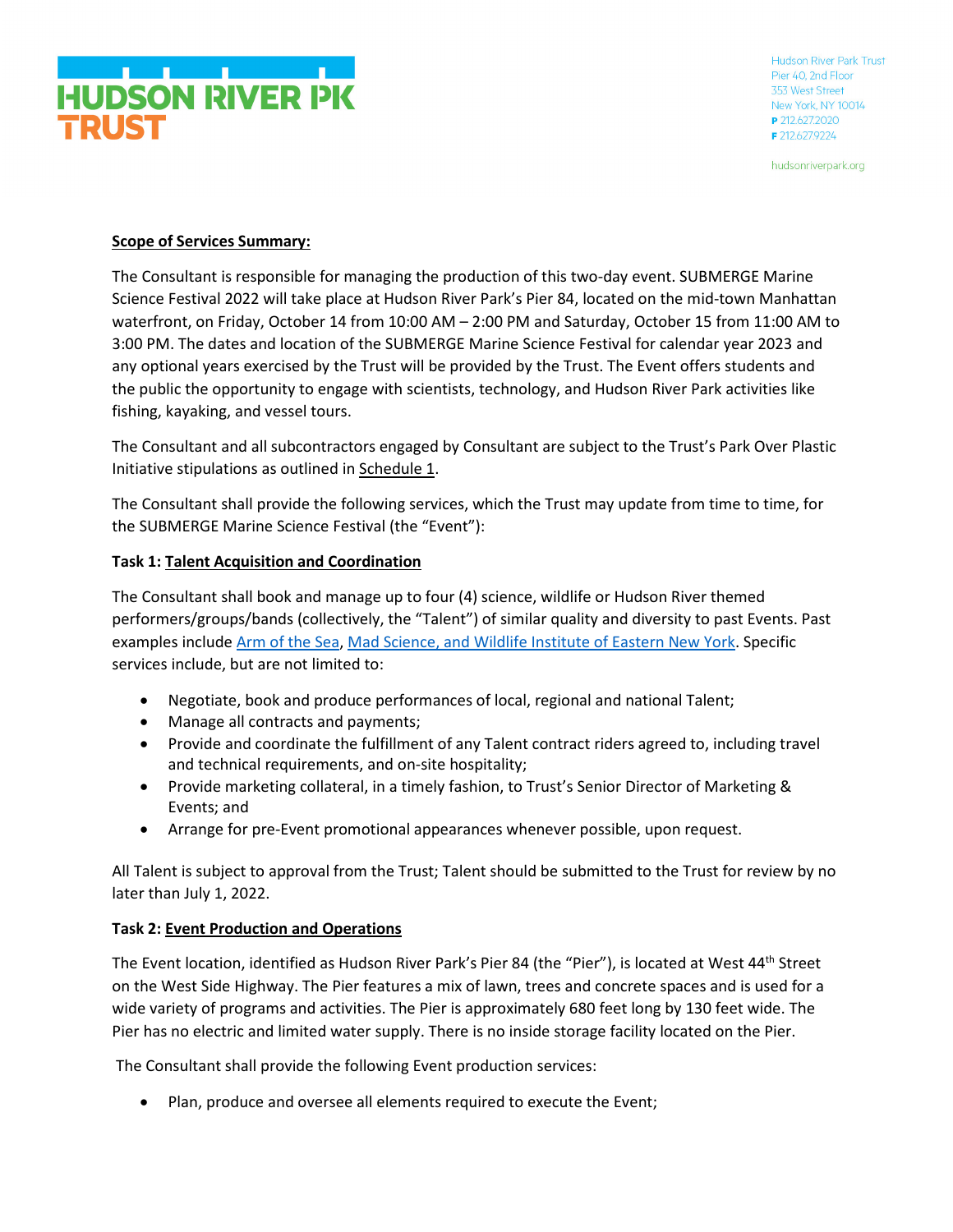**Scope of Services Summary:**

The Consultant is responsible for managing the production of this two-day event. SUBMERGE Marine Science Festival 2022 will take place at Hudson River Park's Pier 84, located on the mid-town Manhattan waterfront, on Friday, October 14 from 10:00 AM – 2:00 PM and Saturday, October 15 from 11:00 AM to 3:00 PM. The dates and location of the SUBMERGE Marine Science Festival for calendar year 2023 and any optional years exercised by the Trust will be provided by the Trust. The Event offers students and the public the opportunity to engage with scientists, technology, and Hudson River Park activities like fishing, kayaking, and vessel tours.

The Consultant and all subcontractors engaged by Consultant are subject to the Trust's Park Over Plastic Initiative stipulations as outlined in Schedule 1.

The Consultant shall provide the following services, which the Trust may update from time to time, for the SUBMERGE Marine Science Festival (the "Event"):

**Task 1: Talent Acquisition and Coordination**

The Consultant shall book and manage up to four (4) science, wildlife or Hudson River themed performers/groups/bands (collectively, the "Talent") of similar quality and diversity to past Events. Past examples include Arm of the Sea, Mad Science, and Wildlife Institute of Eastern New York. Specific services include, but are not limited to:

- Negotiate, book and produce performances of local, regional and national Talent;
- Manage all contracts and payments;
- Provide and coordinate the fulfillment of any Talent contract riders agreed to, including travel and technical requirements, and on-site hospitality;
- Provide marketing collateral, in a timely fashion, to Trust's Senior Director of Marketing & Events; and
- Arrange for pre-Event promotional appearances whenever possible, upon request.

All Talent is subject to approval from the Trust; Talent should be submitted to the Trust for review by no later than July 1, 2022.

**Task 2: Event Production and Operations**

The Event location, identified as Hudson River Park's Pier 84 (the "Pier"), is located at West 44th Street on the West Side Highway. The Pier features a mix of lawn, trees and concrete spaces and is used for a wide variety of programs and activities. The Pier is approximately 680 feet long by 130 feet wide. The Pier has no electric and limited water supply. There is no inside storage facility located on the Pier.

The Consultant shall provide the following Event production services:

- Plan, produce and oversee all elements required to execute the Event;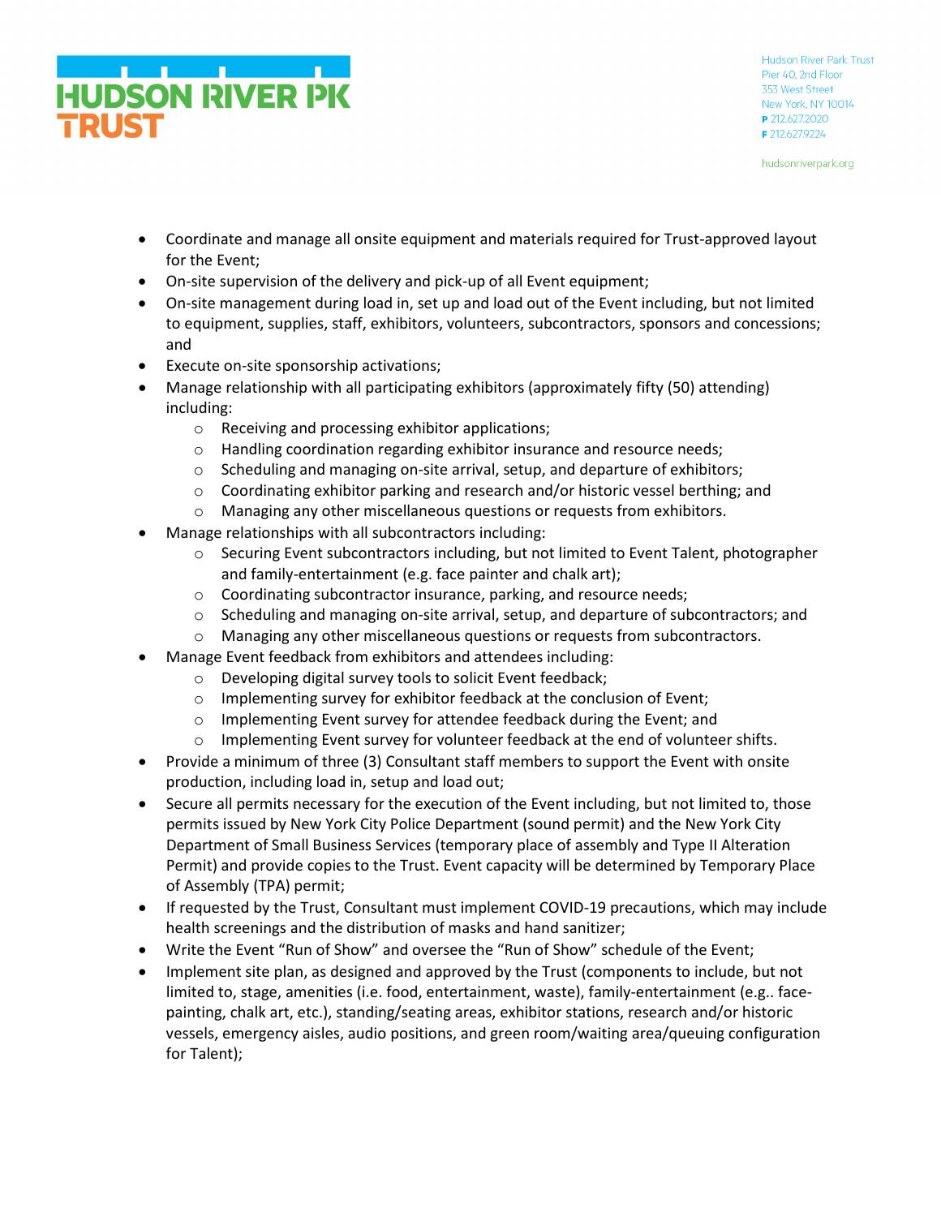- Coordinate and manage all onsite equipment and materials required for Trust-approved layout for the Event;
- On-site supervision of the delivery and pick-up of all Event equipment;
- On-site management during load in, set up and load out of the Event including, but not limited to equipment, supplies, staff, exhibitors, volunteers, subcontractors, sponsors and concessions; and
- Execute on-site sponsorship activations;
- Manage relationship with all participating exhibitors (approximately fifty (50) attending) including:
  - Receiving and processing exhibitor applications;
  - Handling coordination regarding exhibitor insurance and resource needs;
  - Scheduling and managing on-site arrival, setup, and departure of exhibitors;
  - Coordinating exhibitor parking and research and/or historic vessel berthing; and
  - Managing any other miscellaneous questions or requests from exhibitors.
- Manage relationships with all subcontractors including:
  - Securing Event subcontractors including, but not limited to Event Talent, photographer and family-entertainment (e.g. face painter and chalk art);
  - Coordinating subcontractor insurance, parking, and resource needs;
  - Scheduling and managing on-site arrival, setup, and departure of subcontractors; and
  - Managing any other miscellaneous questions or requests from subcontractors.
- Manage Event feedback from exhibitors and attendees including:
  - Developing digital survey tools to solicit Event feedback;
  - Implementing survey for exhibitor feedback at the conclusion of Event;
  - Implementing Event survey for attendee feedback during the Event; and
  - Implementing Event survey for volunteer feedback at the end of volunteer shifts.
- Provide a minimum of three (3) Consultant staff members to support the Event with onsite production, including load in, setup and load out;
- Secure all permits necessary for the execution of the Event including, but not limited to, those permits issued by New York City Police Department (sound permit) and the New York City Department of Small Business Services (temporary place of assembly and Type II Alteration Permit) and provide copies to the Trust. Event capacity will be determined by Temporary Place of Assembly (TPA) permit;
- If requested by the Trust, Consultant must implement COVID-19 precautions, which may include health screenings and the distribution of masks and hand sanitizer;
- Write the Event "Run of Show" and oversee the "Run of Show" schedule of the Event;
- Implement site plan, as designed and approved by the Trust (components to include, but not limited to, stage, amenities (i.e. food, entertainment, waste), family-entertainment (e.g.. face-painting, chalk art, etc.), standing/seating areas, exhibitor stations, research and/or historic vessels, emergency aisles, audio positions, and green room/waiting area/queuing configuration for Talent);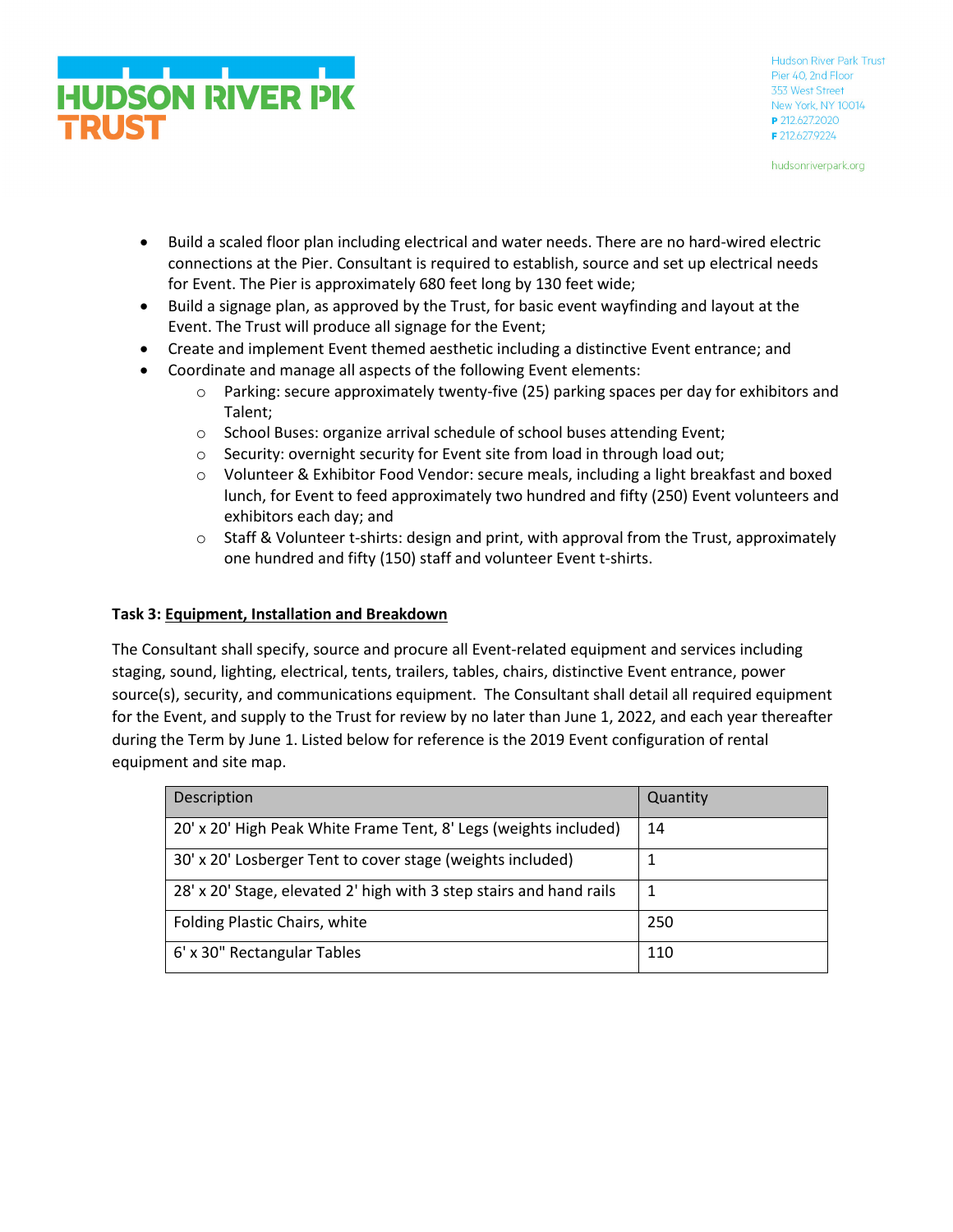- Build a scaled floor plan including electrical and water needs. There are no hard-wired electric connections at the Pier. Consultant is required to establish, source and set up electrical needs for Event. The Pier is approximately 680 feet long by 130 feet wide;
- Build a signage plan, as approved by the Trust, for basic event wayfinding and layout at the Event. The Trust will produce all signage for the Event;
- Create and implement Event themed aesthetic including a distinctive Event entrance; and
- Coordinate and manage all aspects of the following Event elements:
  - Parking: secure approximately twenty-five (25) parking spaces per day for exhibitors and Talent;
  - School Buses: organize arrival schedule of school buses attending Event;
  - Security: overnight security for Event site from load in through load out;
  - Volunteer & Exhibitor Food Vendor: secure meals, including a light breakfast and boxed lunch, for Event to feed approximately two hundred and fifty (250) Event volunteers and exhibitors each day; and
  - Staff & Volunteer t-shirts: design and print, with approval from the Trust, approximately one hundred and fifty (150) staff and volunteer Event t-shirts.

**Task 3: Equipment, Installation and Breakdown**

The Consultant shall specify, source and procure all Event-related equipment and services including staging, sound, lighting, electrical, tents, trailers, tables, chairs, distinctive Event entrance, power source(s), security, and communications equipment. The Consultant shall detail all required equipment for the Event, and supply to the Trust for review by no later than June 1, 2022, and each year thereafter during the Term by June 1. Listed below for reference is the 2019 Event configuration of rental equipment and site map.

| Description | Quantity |
|---|---|
| 20' x 20' High Peak White Frame Tent, 8' Legs (weights included) | 14 |
| 30' x 20' Losberger Tent to cover stage (weights included) | 1 |
| 28' x 20' Stage, elevated 2' high with 3 step stairs and hand rails | 1 |
| Folding Plastic Chairs, white | 250 |
| 6' x 30" Rectangular Tables | 110 |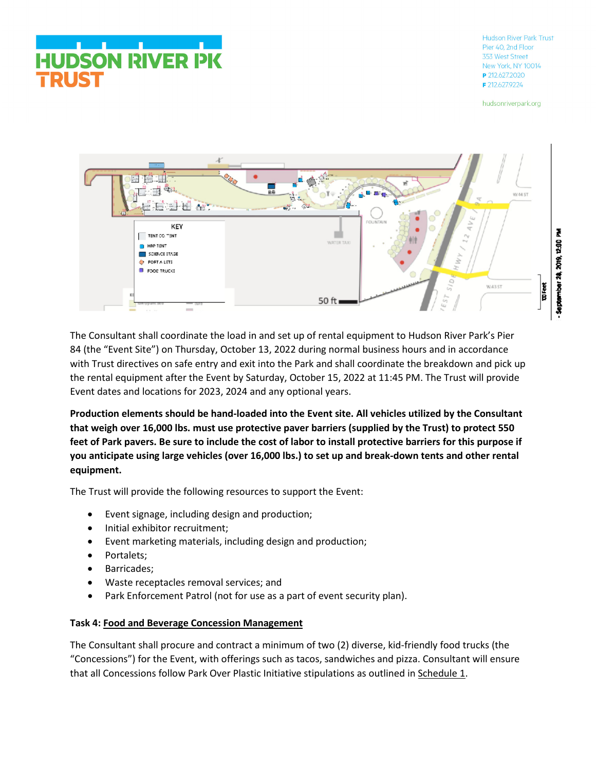The Consultant shall coordinate the load in and set up of rental equipment to Hudson River Park's Pier 84 (the "Event Site") on Thursday, October 13, 2022 during normal business hours and in accordance with Trust directives on safe entry and exit into the Park and shall coordinate the breakdown and pick up the rental equipment after the Event by Saturday, October 15, 2022 at 11:45 PM. The Trust will provide Event dates and locations for 2023, 2024 and any optional years.

**Production elements should be hand-loaded into the Event site. All vehicles utilized by the Consultant that weigh over 16,000 lbs. must use protective paver barriers (supplied by the Trust) to protect 550 feet of Park pavers. Be sure to include the cost of labor to install protective barriers for this purpose if you anticipate using large vehicles (over 16,000 lbs.) to set up and break-down tents and other rental equipment.**

The Trust will provide the following resources to support the Event:

- Event signage, including design and production;
- Initial exhibitor recruitment;
- Event marketing materials, including design and production;
- Portalets;
- Barricades;
- Waste receptacles removal services; and
- Park Enforcement Patrol (not for use as a part of event security plan).

**Task 4: <u>Food and Beverage Concession Management</u>**

The Consultant shall procure and contract a minimum of two (2) diverse, kid-friendly food trucks (the "Concessions") for the Event, with offerings such as tacos, sandwiches and pizza. Consultant will ensure that all Concessions follow Park Over Plastic Initiative stipulations as outlined in <u>Schedule 1</u>.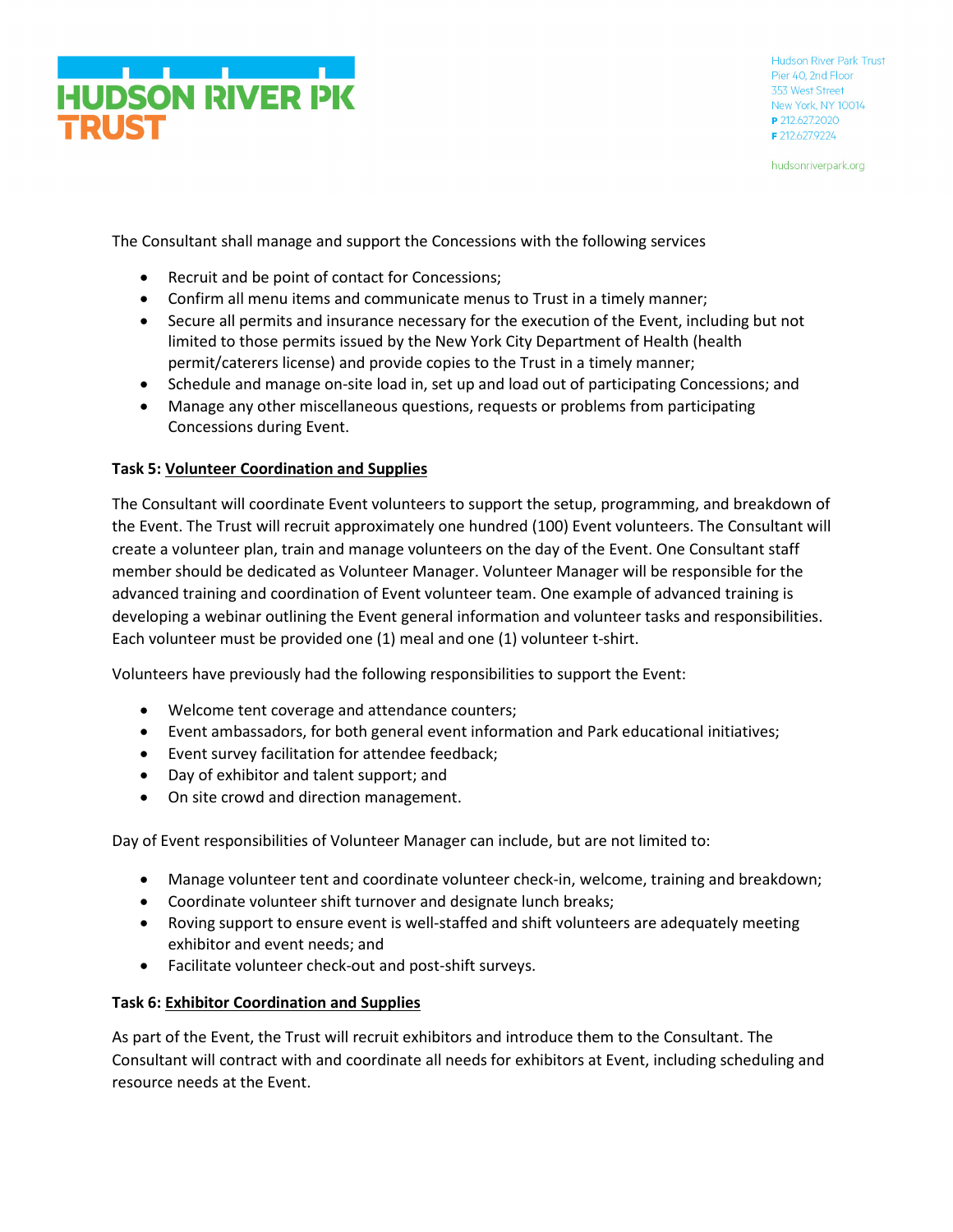The Consultant shall manage and support the Concessions with the following services

- Recruit and be point of contact for Concessions;
- Confirm all menu items and communicate menus to Trust in a timely manner;
- Secure all permits and insurance necessary for the execution of the Event, including but not limited to those permits issued by the New York City Department of Health (health permit/caterers license) and provide copies to the Trust in a timely manner;
- Schedule and manage on-site load in, set up and load out of participating Concessions; and
- Manage any other miscellaneous questions, requests or problems from participating Concessions during Event.

**Task 5: <u>Volunteer Coordination and Supplies</u>**

The Consultant will coordinate Event volunteers to support the setup, programming, and breakdown of the Event. The Trust will recruit approximately one hundred (100) Event volunteers. The Consultant will create a volunteer plan, train and manage volunteers on the day of the Event. One Consultant staff member should be dedicated as Volunteer Manager. Volunteer Manager will be responsible for the advanced training and coordination of Event volunteer team. One example of advanced training is developing a webinar outlining the Event general information and volunteer tasks and responsibilities. Each volunteer must be provided one (1) meal and one (1) volunteer t-shirt.

Volunteers have previously had the following responsibilities to support the Event:

- Welcome tent coverage and attendance counters;
- Event ambassadors, for both general event information and Park educational initiatives;
- Event survey facilitation for attendee feedback;
- Day of exhibitor and talent support; and
- On site crowd and direction management.

Day of Event responsibilities of Volunteer Manager can include, but are not limited to:

- Manage volunteer tent and coordinate volunteer check-in, welcome, training and breakdown;
- Coordinate volunteer shift turnover and designate lunch breaks;
- Roving support to ensure event is well-staffed and shift volunteers are adequately meeting exhibitor and event needs; and
- Facilitate volunteer check-out and post-shift surveys.

**Task 6: <u>Exhibitor Coordination and Supplies</u>**

As part of the Event, the Trust will recruit exhibitors and introduce them to the Consultant. The Consultant will contract with and coordinate all needs for exhibitors at Event, including scheduling and resource needs at the Event.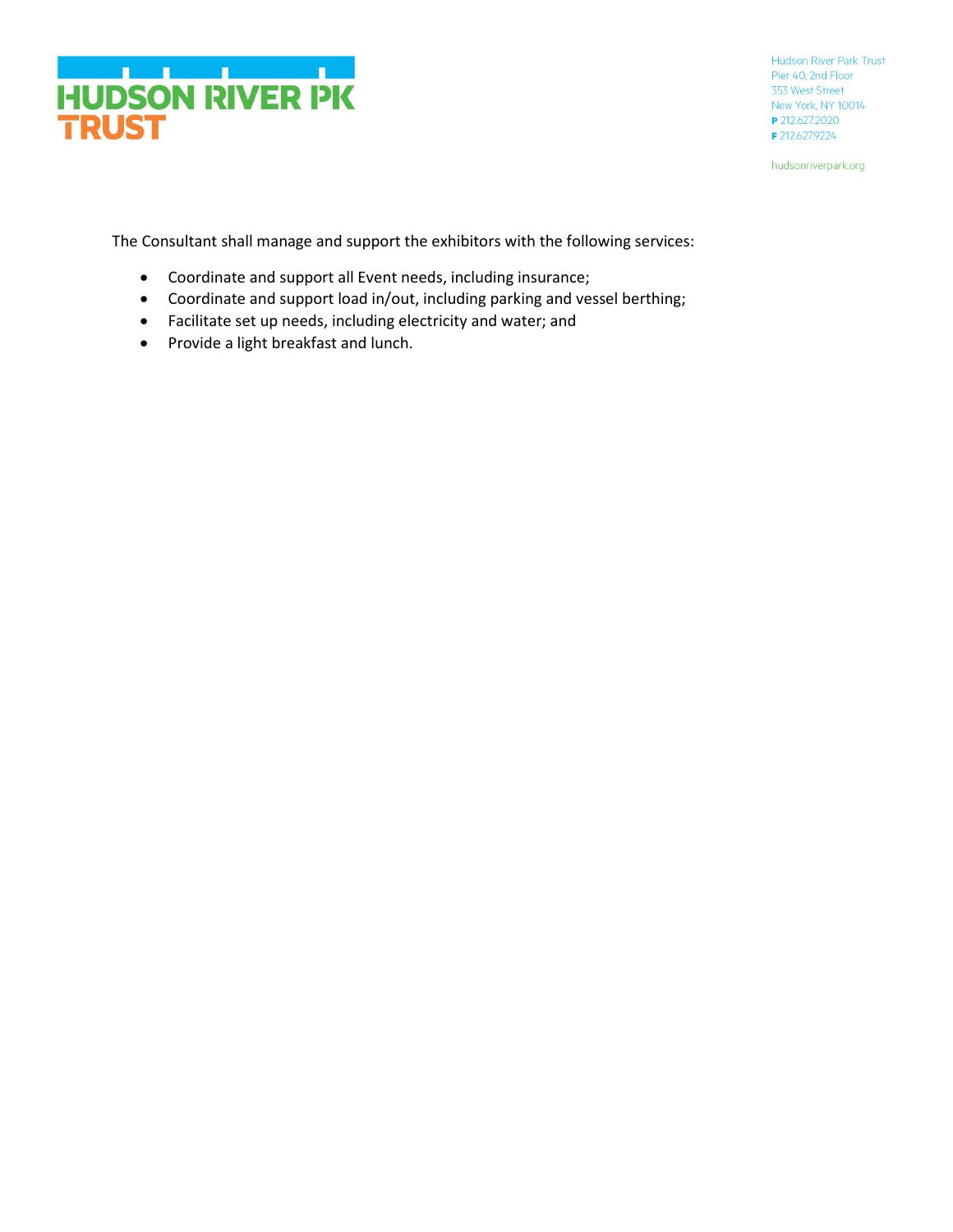The Consultant shall manage and support the exhibitors with the following services:

- Coordinate and support all Event needs, including insurance;
- Coordinate and support load in/out, including parking and vessel berthing;
- Facilitate set up needs, including electricity and water; and
- Provide a light breakfast and lunch.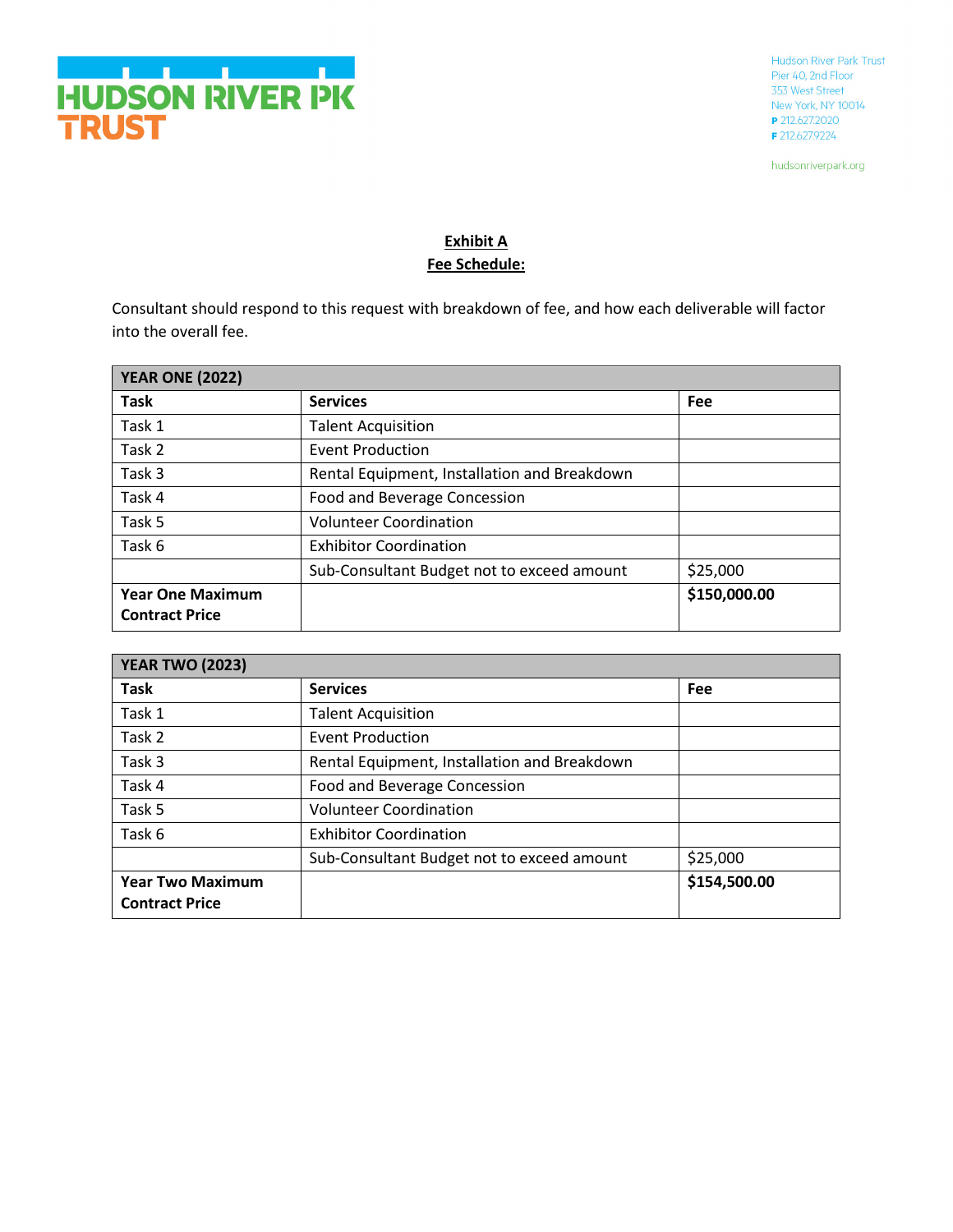Hudson River Park Trust
Pier 40, 2nd Floor
353 West Street
New York, NY 10014
P 212.627.2020
F 212.627.9224

hudsonriverpark.org

## Exhibit A
## Fee Schedule:

Consultant should respond to this request with breakdown of fee, and how each deliverable will factor into the overall fee.

| YEAR ONE (2022) | | |
|---|---|---|
| **Task** | **Services** | **Fee** |
| Task 1 | Talent Acquisition | |
| Task 2 | Event Production | |
| Task 3 | Rental Equipment, Installation and Breakdown | |
| Task 4 | Food and Beverage Concession | |
| Task 5 | Volunteer Coordination | |
| Task 6 | Exhibitor Coordination | |
| | Sub-Consultant Budget not to exceed amount | $25,000 |
| **Year One Maximum Contract Price** | | **$150,000.00** |

| YEAR TWO (2023) | | |
|---|---|---|
| **Task** | **Services** | **Fee** |
| Task 1 | Talent Acquisition | |
| Task 2 | Event Production | |
| Task 3 | Rental Equipment, Installation and Breakdown | |
| Task 4 | Food and Beverage Concession | |
| Task 5 | Volunteer Coordination | |
| Task 6 | Exhibitor Coordination | |
| | Sub-Consultant Budget not to exceed amount | $25,000 |
| **Year Two Maximum Contract Price** | | **$154,500.00** |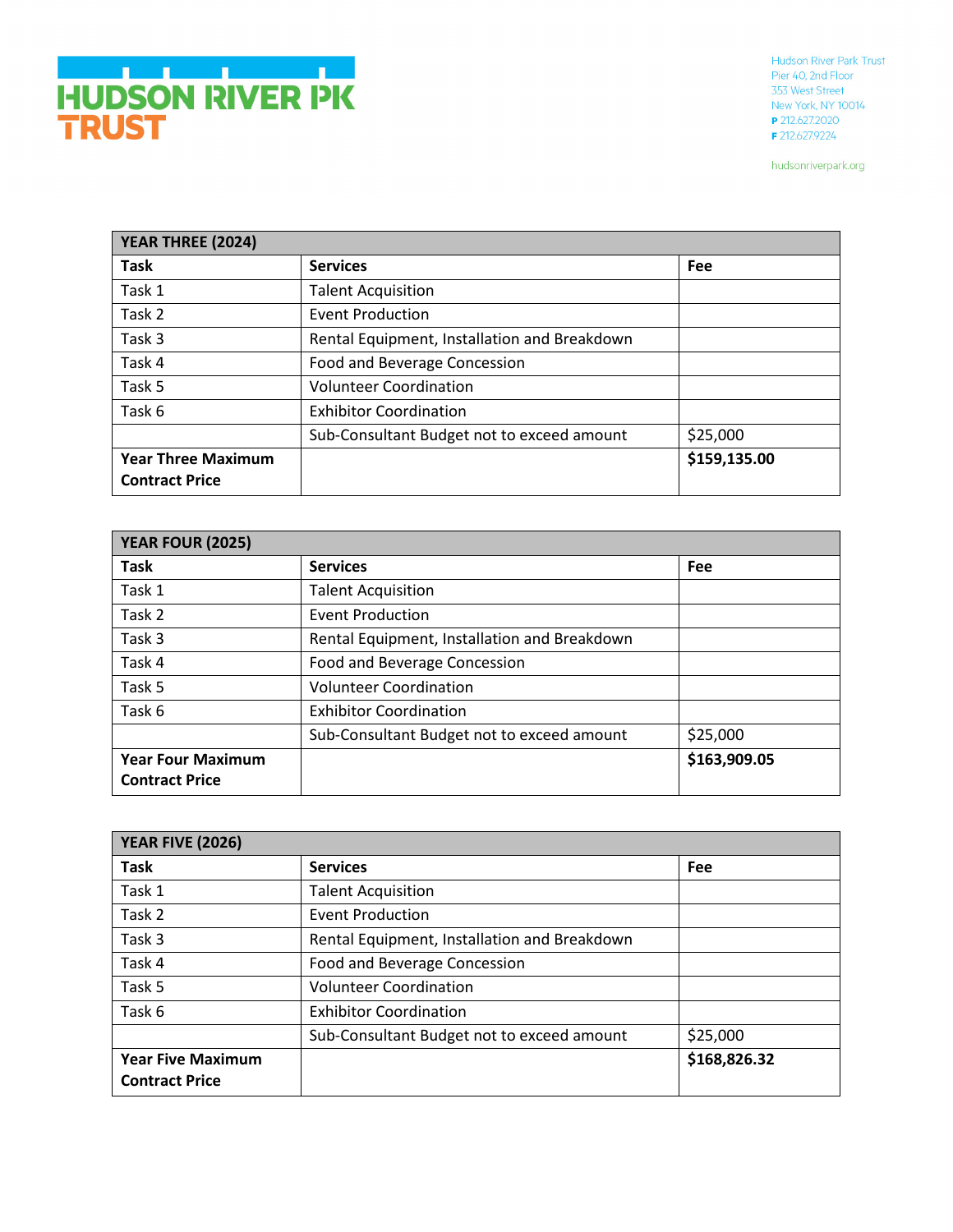| YEAR THREE (2024) | | |
|---|---|---|
| **Task** | **Services** | **Fee** |
| Task 1 | Talent Acquisition | |
| Task 2 | Event Production | |
| Task 3 | Rental Equipment, Installation and Breakdown | |
| Task 4 | Food and Beverage Concession | |
| Task 5 | Volunteer Coordination | |
| Task 6 | Exhibitor Coordination | |
| | Sub-Consultant Budget not to exceed amount | $25,000 |
| **Year Three Maximum Contract Price** | | **$159,135.00** |

| YEAR FOUR (2025) | | |
|---|---|---|
| **Task** | **Services** | **Fee** |
| Task 1 | Talent Acquisition | |
| Task 2 | Event Production | |
| Task 3 | Rental Equipment, Installation and Breakdown | |
| Task 4 | Food and Beverage Concession | |
| Task 5 | Volunteer Coordination | |
| Task 6 | Exhibitor Coordination | |
| | Sub-Consultant Budget not to exceed amount | $25,000 |
| **Year Four Maximum Contract Price** | | **$163,909.05** |

| YEAR FIVE (2026) | | |
|---|---|---|
| **Task** | **Services** | **Fee** |
| Task 1 | Talent Acquisition | |
| Task 2 | Event Production | |
| Task 3 | Rental Equipment, Installation and Breakdown | |
| Task 4 | Food and Beverage Concession | |
| Task 5 | Volunteer Coordination | |
| Task 6 | Exhibitor Coordination | |
| | Sub-Consultant Budget not to exceed amount | $25,000 |
| **Year Five Maximum Contract Price** | | **$168,826.32** |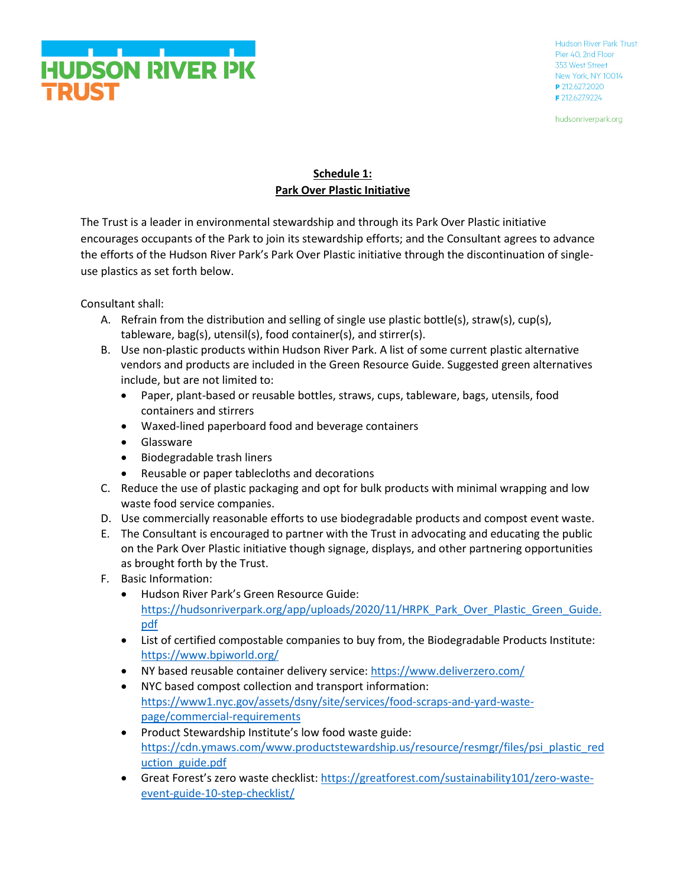Hudson River Park Trust
Pier 40, 2nd Floor
353 West Street
New York, NY 10014
P 212.627.2020
F 212.627.9224

hudsonriverpark.org

**Schedule 1:**
**Park Over Plastic Initiative**

The Trust is a leader in environmental stewardship and through its Park Over Plastic initiative encourages occupants of the Park to join its stewardship efforts; and the Consultant agrees to advance the efforts of the Hudson River Park's Park Over Plastic initiative through the discontinuation of single-use plastics as set forth below.

Consultant shall:

A. Refrain from the distribution and selling of single use plastic bottle(s), straw(s), cup(s), tableware, bag(s), utensil(s), food container(s), and stirrer(s).
B. Use non-plastic products within Hudson River Park. A list of some current plastic alternative vendors and products are included in the Green Resource Guide. Suggested green alternatives include, but are not limited to:
   - Paper, plant-based or reusable bottles, straws, cups, tableware, bags, utensils, food containers and stirrers
   - Waxed-lined paperboard food and beverage containers
   - Glassware
   - Biodegradable trash liners
   - Reusable or paper tablecloths and decorations
C. Reduce the use of plastic packaging and opt for bulk products with minimal wrapping and low waste food service companies.
D. Use commercially reasonable efforts to use biodegradable products and compost event waste.
E. The Consultant is encouraged to partner with the Trust in advocating and educating the public on the Park Over Plastic initiative though signage, displays, and other partnering opportunities as brought forth by the Trust.
F. Basic Information:
   - Hudson River Park's Green Resource Guide: https://hudsonriverpark.org/app/uploads/2020/11/HRPK_Park_Over_Plastic_Green_Guide.pdf
   - List of certified compostable companies to buy from, the Biodegradable Products Institute: https://www.bpiworld.org/
   - NY based reusable container delivery service: https://www.deliverzero.com/
   - NYC based compost collection and transport information: https://www1.nyc.gov/assets/dsny/site/services/food-scraps-and-yard-waste-page/commercial-requirements
   - Product Stewardship Institute's low food waste guide: https://cdn.ymaws.com/www.productstewardship.us/resource/resmgr/files/psi_plastic_reduction_guide.pdf
   - Great Forest's zero waste checklist: https://greatforest.com/sustainability101/zero-waste-event-guide-10-step-checklist/